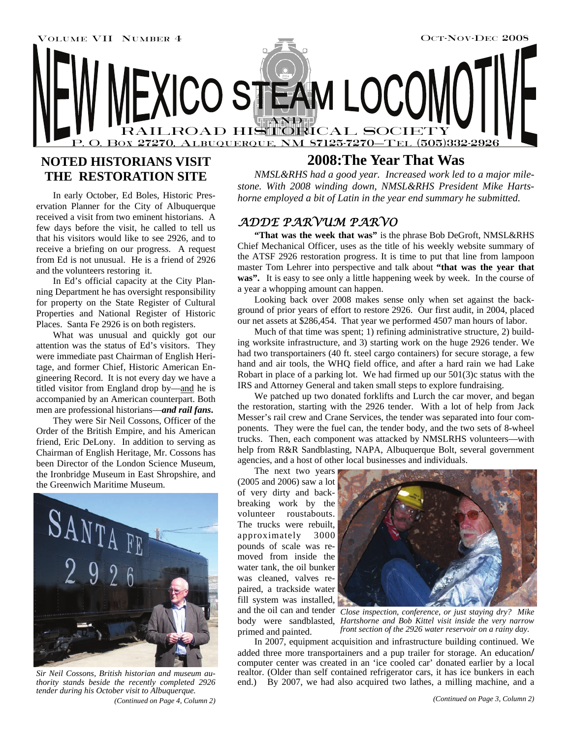Volume VII Number 4 Oct-Nov-Dec 2008

# NEW MEXICO STEAM LOCOMOTIVE AND RAILROAD HISTORICAL SOCIETY

P. O. Box 27270, Albuquerque, NM 87125-7270—Tel (505)332-2926

## NOTED HISTORIANS VISIT THE RESTORATION SITE

In early October, Ed Boles, Historic Preservation Planner for the City of Albuquerque received a visit from two eminent historians. A few days before the visit, he called to tell us that his visitors would like to see 2926, and to receive a briefing on our progress. A request from Ed is not unusual. He is a friend of 2926 and the volunteers restoring it.

In Ed's official capacity at the City Planning Department he has oversight responsibility for property on the State Register of Cultural Properties and National Register of Historic Places. Santa Fe 2926 is on both registers.

What was unusual and quickly got our attention was the status of Ed's visitors. They were immediate past Chairman of English Heritage, and former Chief, Historic American Engineering Record. It is not every day we have a titled visitor from England drop by—and he is accompanied by an American counterpart. Both men are professional historians—***and rail fans.***

They were Sir Neil Cossons, Officer of the Order of the British Empire, and his American friend, Eric DeLony. In addition to serving as Chairman of English Heritage, Mr. Cossons has been Director of the London Science Museum, the Ironbridge Museum in East Shropshire, and the Greenwich Maritime Museum.

*Sir Neil Cossons, British historian and museum authority stands beside the recently completed 2926 tender during his October visit to Albuquerque.*

*(Continued on Page 4, Column 2)*

## 2008:The Year That Was

*NMSL&RHS had a good year. Increased work led to a major milestone. With 2008 winding down, NMSL&RHS President Mike Hartshorne employed a bit of Latin in the year end summary he submitted.*

### *ADDE PARVUM PARVO*

**"That was the week that was"** is the phrase Bob DeGroft, NMSL&RHS Chief Mechanical Officer, uses as the title of his weekly website summary of the ATSF 2926 restoration progress. It is time to put that line from lampoon master Tom Lehrer into perspective and talk about **"that was the year that was".** It is easy to see only a little happening week by week. In the course of a year a whopping amount can happen.

Looking back over 2008 makes sense only when set against the background of prior years of effort to restore 2926. Our first audit, in 2004, placed our net assets at $286,454. That year we performed 4507 man hours of labor.

Much of that time was spent; 1) refining administrative structure, 2) building worksite infrastructure, and 3) starting work on the huge 2926 tender. We had two transportainers (40 ft. steel cargo containers) for secure storage, a few hand and air tools, the WHQ field office, and after a hard rain we had Lake Robart in place of a parking lot. We had firmed up our 501(3)c status with the IRS and Attorney General and taken small steps to explore fundraising.

We patched up two donated forklifts and Lurch the car mover, and began the restoration, starting with the 2926 tender. With a lot of help from Jack Messer's rail crew and Crane Services, the tender was separated into four components. They were the fuel can, the tender body, and the two sets of 8-wheel trucks. Then, each component was attacked by NMSLRHS volunteers—with help from R&R Sandblasting, NAPA, Albuquerque Bolt, several government agencies, and a host of other local businesses and individuals.

The next two years (2005 and 2006) saw a lot of very dirty and back-breaking work by the volunteer roustabouts. The trucks were rebuilt, approximately 3000 pounds of scale was removed from inside the water tank, the oil bunker was cleaned, valves repaired, a trackside water fill system was installed, and the oil can and tender body were sandblasted, primed and painted.

*Close inspection, conference, or just staying dry? Mike Hartshorne and Bob Kittel visit inside the very narrow front section of the 2926 water reservoir on a rainy day.*

In 2007, equipment acquisition and infrastructure building continued. We added three more transportainers and a pup trailer for storage. An education/computer center was created in an 'ice cooled car' donated earlier by a local realtor. (Older than self contained refrigerator cars, it has ice bunkers in each end.) By 2007, we had also acquired two lathes, a milling machine, and a

*(Continued on Page 3, Column 2)*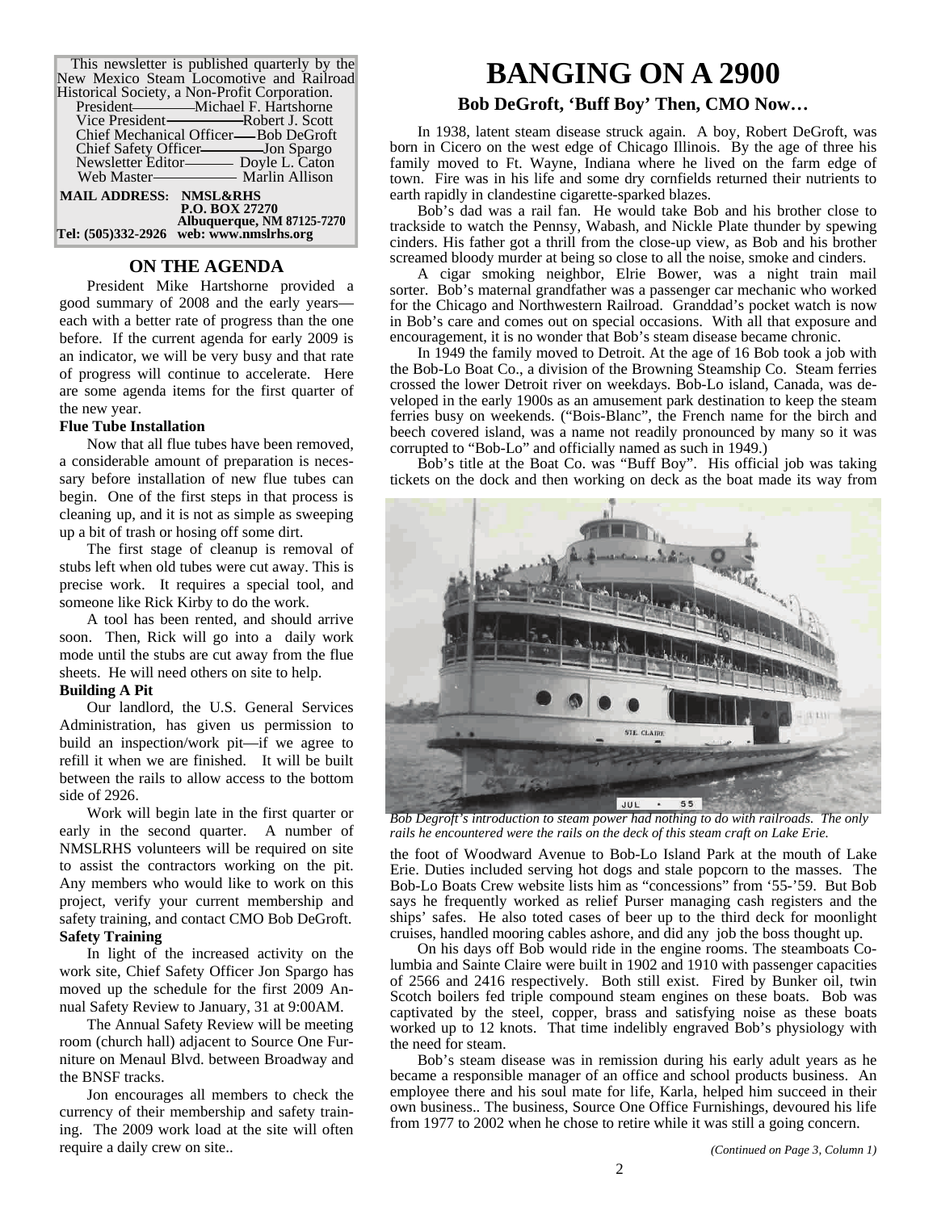This newsletter is published quarterly by the New Mexico Steam Locomotive and Railroad Historical Society, a Non-Profit Corporation.

President—Michael F. Hartshorne
Vice President—Robert J. Scott
Chief Mechanical Officer—Bob DeGroft
Chief Safety Officer—Jon Spargo
Newsletter Editor—Doyle L. Caton
Web Master—Marlin Allison

**MAIL ADDRESS: NMSL&RHS**
**P.O. BOX 27270**
**Albuquerque, NM 87125-7270**
**Tel: (505)332-2926 web: www.nmslrhs.org**

## ON THE AGENDA

President Mike Hartshorne provided a good summary of 2008 and the early years—each with a better rate of progress than the one before. If the current agenda for early 2009 is an indicator, we will be very busy and that rate of progress will continue to accelerate. Here are some agenda items for the first quarter of the new year.

**Flue Tube Installation**

Now that all flue tubes have been removed, a considerable amount of preparation is necessary before installation of new flue tubes can begin. One of the first steps in that process is cleaning up, and it is not as simple as sweeping up a bit of trash or hosing off some dirt.

The first stage of cleanup is removal of stubs left when old tubes were cut away. This is precise work. It requires a special tool, and someone like Rick Kirby to do the work.

A tool has been rented, and should arrive soon. Then, Rick will go into a daily work mode until the stubs are cut away from the flue sheets. He will need others on site to help.

**Building A Pit**

Our landlord, the U.S. General Services Administration, has given us permission to build an inspection/work pit—if we agree to refill it when we are finished. It will be built between the rails to allow access to the bottom side of 2926.

Work will begin late in the first quarter or early in the second quarter. A number of NMSLRHS volunteers will be required on site to assist the contractors working on the pit. Any members who would like to work on this project, verify your current membership and safety training, and contact CMO Bob DeGroft.

**Safety Training**

In light of the increased activity on the work site, Chief Safety Officer Jon Spargo has moved up the schedule for the first 2009 Annual Safety Review to January, 31 at 9:00AM.

The Annual Safety Review will be meeting room (church hall) adjacent to Source One Furniture on Menaul Blvd. between Broadway and the BNSF tracks.

Jon encourages all members to check the currency of their membership and safety training. The 2009 work load at the site will often require a daily crew on site..

# BANGING ON A 2900

### Bob DeGroft, 'Buff Boy' Then, CMO Now…

In 1938, latent steam disease struck again. A boy, Robert DeGroft, was born in Cicero on the west edge of Chicago Illinois. By the age of three his family moved to Ft. Wayne, Indiana where he lived on the farm edge of town. Fire was in his life and some dry cornfields returned their nutrients to earth rapidly in clandestine cigarette-sparked blazes.

Bob's dad was a rail fan. He would take Bob and his brother close to trackside to watch the Pennsy, Wabash, and Nickle Plate thunder by spewing cinders. His father got a thrill from the close-up view, as Bob and his brother screamed bloody murder at being so close to all the noise, smoke and cinders.

A cigar smoking neighbor, Elrie Bower, was a night train mail sorter. Bob's maternal grandfather was a passenger car mechanic who worked for the Chicago and Northwestern Railroad. Granddad's pocket watch is now in Bob's care and comes out on special occasions. With all that exposure and encouragement, it is no wonder that Bob's steam disease became chronic.

In 1949 the family moved to Detroit. At the age of 16 Bob took a job with the Bob-Lo Boat Co., a division of the Browning Steamship Co. Steam ferries crossed the lower Detroit river on weekdays. Bob-Lo island, Canada, was developed in the early 1900s as an amusement park destination to keep the steam ferries busy on weekends. ("Bois-Blanc", the French name for the birch and beech covered island, was a name not readily pronounced by many so it was corrupted to "Bob-Lo" and officially named as such in 1949.)

Bob's title at the Boat Co. was "Buff Boy". His official job was taking tickets on the dock and then working on deck as the boat made its way from the foot of Woodward Avenue to Bob-Lo Island Park at the mouth of Lake Erie. Duties included serving hot dogs and stale popcorn to the masses. The Bob-Lo Boats Crew website lists him as "concessions" from '55-'59. But Bob says he frequently worked as relief Purser managing cash registers and the ships' safes. He also toted cases of beer up to the third deck for moonlight cruises, handled mooring cables ashore, and did any job the boss thought up.

*Bob Degroft's introduction to steam power had nothing to do with railroads. The only rails he encountered were the rails on the deck of this steam craft on Lake Erie.*

On his days off Bob would ride in the engine rooms. The steamboats Columbia and Sainte Claire were built in 1902 and 1910 with passenger capacities of 2566 and 2416 respectively. Both still exist. Fired by Bunker oil, twin Scotch boilers fed triple compound steam engines on these boats. Bob was captivated by the steel, copper, brass and satisfying noise as these boats worked up to 12 knots. That time indelibly engraved Bob's physiology with the need for steam.

Bob's steam disease was in remission during his early adult years as he became a responsible manager of an office and school products business. An employee there and his soul mate for life, Karla, helped him succeed in their own business.. The business, Source One Office Furnishings, devoured his life from 1977 to 2002 when he chose to retire while it was still a going concern.

*(Continued on Page 3, Column 1)*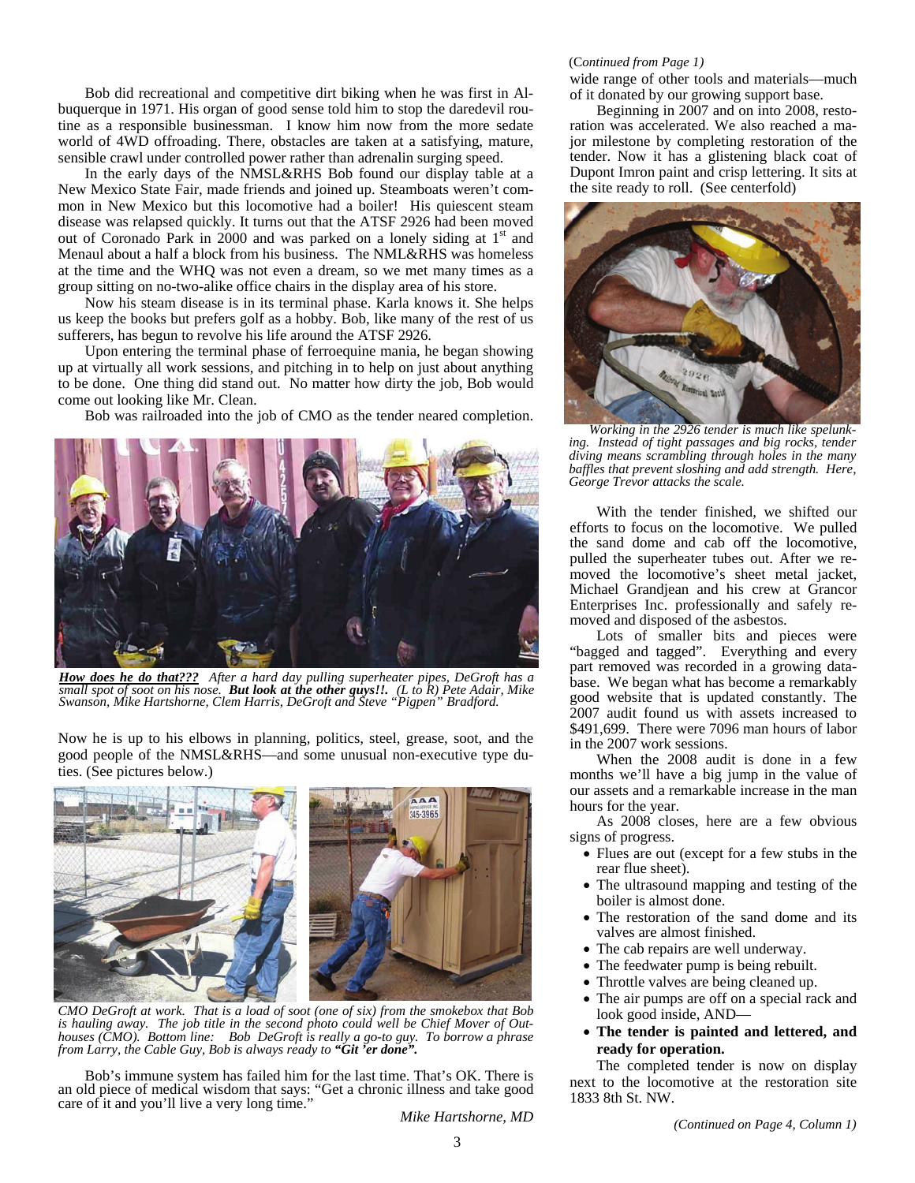Bob did recreational and competitive dirt biking when he was first in Albuquerque in 1971. His organ of good sense told him to stop the daredevil routine as a responsible businessman. I know him now from the more sedate world of 4WD offroading. There, obstacles are taken at a satisfying, mature, sensible crawl under controlled power rather than adrenalin surging speed.

In the early days of the NMSL&RHS Bob found our display table at a New Mexico State Fair, made friends and joined up. Steamboats weren't common in New Mexico but this locomotive had a boiler! His quiescent steam disease was relapsed quickly. It turns out that the ATSF 2926 had been moved out of Coronado Park in 2000 and was parked on a lonely siding at 1st and Menaul about a half a block from his business. The NML&RHS was homeless at the time and the WHQ was not even a dream, so we met many times as a group sitting on no-two-alike office chairs in the display area of his store.

Now his steam disease is in its terminal phase. Karla knows it. She helps us keep the books but prefers golf as a hobby. Bob, like many of the rest of us sufferers, has begun to revolve his life around the ATSF 2926.

Upon entering the terminal phase of ferroequine mania, he began showing up at virtually all work sessions, and pitching in to help on just about anything to be done. One thing did stand out. No matter how dirty the job, Bob would come out looking like Mr. Clean.

Bob was railroaded into the job of CMO as the tender neared completion.

***How does he do that???*** *After a hard day pulling superheater pipes, DeGroft has a small spot of soot on his nose.* ***But look at the other guys!!.*** *(L to R) Pete Adair, Mike Swanson, Mike Hartshorne, Clem Harris, DeGroft and Steve "Pigpen" Bradford.*

Now he is up to his elbows in planning, politics, steel, grease, soot, and the good people of the NMSL&RHS—and some unusual non-executive type duties. (See pictures below.)

*CMO DeGroft at work. That is a load of soot (one of six) from the smokebox that Bob is hauling away. The job title in the second photo could well be Chief Mover of Outhouses (CMO). Bottom line: Bob DeGroft is really a go-to guy. To borrow a phrase from Larry, the Cable Guy, Bob is always ready to* ***"Git 'er done".***

Bob's immune system has failed him for the last time. That's OK. There is an old piece of medical wisdom that says: "Get a chronic illness and take good care of it and you'll live a very long time."

*Mike Hartshorne, MD*

(*Continued from Page 1)*

wide range of other tools and materials—much of it donated by our growing support base.

Beginning in 2007 and on into 2008, restoration was accelerated. We also reached a major milestone by completing restoration of the tender. Now it has a glistening black coat of Dupont Imron paint and crisp lettering. It sits at the site ready to roll. (See centerfold)

*Working in the 2926 tender is much like spelunking. Instead of tight passages and big rocks, tender diving means scrambling through holes in the many baffles that prevent sloshing and add strength. Here, George Trevor attacks the scale.*

With the tender finished, we shifted our efforts to focus on the locomotive. We pulled the sand dome and cab off the locomotive, pulled the superheater tubes out. After we removed the locomotive's sheet metal jacket, Michael Grandjean and his crew at Grancor Enterprises Inc. professionally and safely removed and disposed of the asbestos.

Lots of smaller bits and pieces were "bagged and tagged". Everything and every part removed was recorded in a growing database. We began what has become a remarkably good website that is updated constantly. The 2007 audit found us with assets increased to $491,699. There were 7096 man hours of labor in the 2007 work sessions.

When the 2008 audit is done in a few months we'll have a big jump in the value of our assets and a remarkable increase in the man hours for the year.

As 2008 closes, here are a few obvious signs of progress.

- Flues are out (except for a few stubs in the rear flue sheet).
- The ultrasound mapping and testing of the boiler is almost done.
- The restoration of the sand dome and its valves are almost finished.
- The cab repairs are well underway.
- The feedwater pump is being rebuilt.
- Throttle valves are being cleaned up.
- The air pumps are off on a special rack and look good inside, AND—
- **The tender is painted and lettered, and ready for operation.**

The completed tender is now on display next to the locomotive at the restoration site 1833 8th St. NW.

*(Continued on Page 4, Column 1)*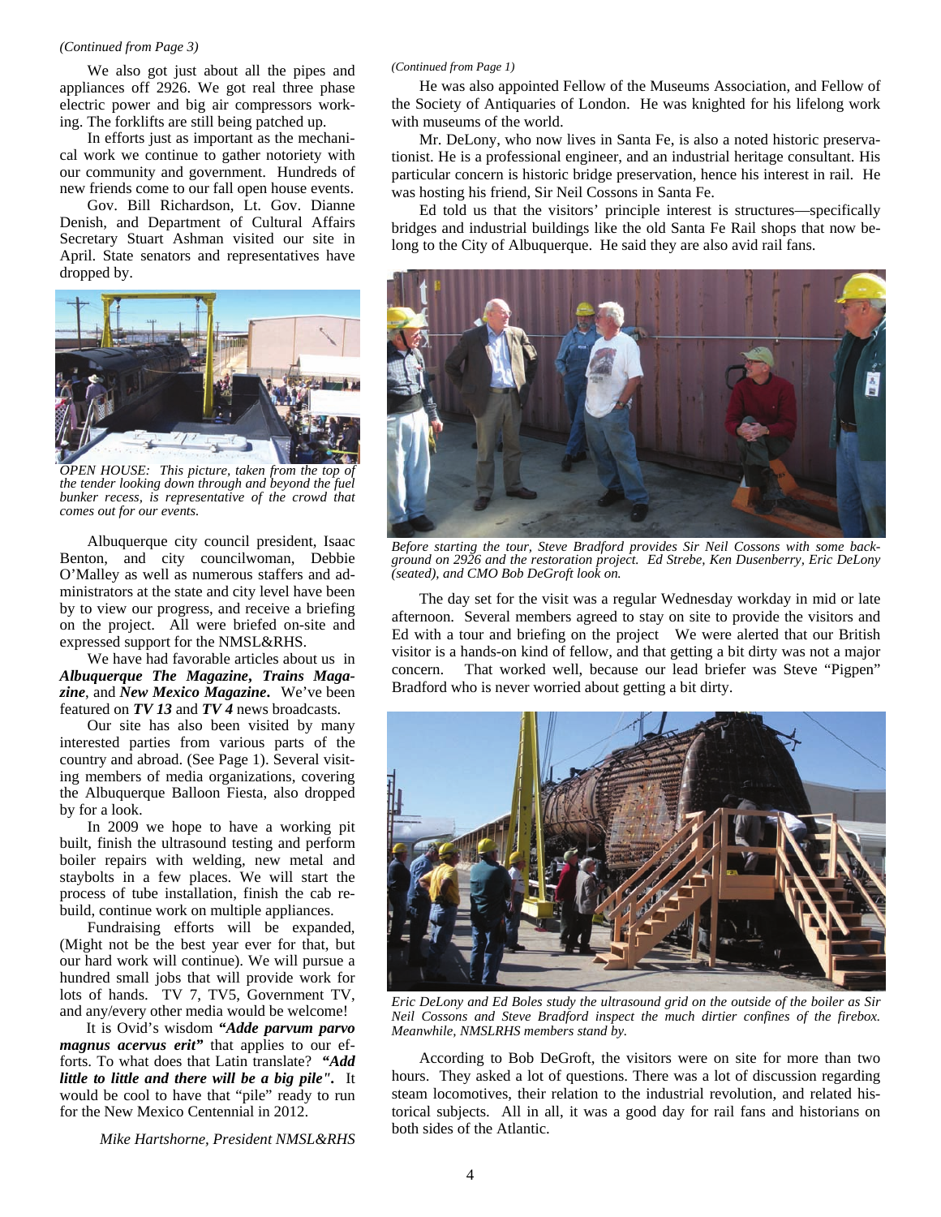*(Continued from Page 3)*

We also got just about all the pipes and appliances off 2926. We got real three phase electric power and big air compressors working. The forklifts are still being patched up.

In efforts just as important as the mechanical work we continue to gather notoriety with our community and government. Hundreds of new friends come to our fall open house events.

Gov. Bill Richardson, Lt. Gov. Dianne Denish, and Department of Cultural Affairs Secretary Stuart Ashman visited our site in April. State senators and representatives have dropped by.

*OPEN HOUSE: This picture, taken from the top of the tender looking down through and beyond the fuel bunker recess, is representative of the crowd that comes out for our events.*

Albuquerque city council president, Isaac Benton, and city councilwoman, Debbie O'Malley as well as numerous staffers and administrators at the state and city level have been by to view our progress, and receive a briefing on the project. All were briefed on-site and expressed support for the NMSL&RHS.

We have had favorable articles about us in ***Albuquerque The Magazine***, ***Trains Magazine***, and ***New Mexico Magazine***. We've been featured on ***TV 13*** and ***TV 4*** news broadcasts.

Our site has also been visited by many interested parties from various parts of the country and abroad. (See Page 1). Several visiting members of media organizations, covering the Albuquerque Balloon Fiesta, also dropped by for a look.

In 2009 we hope to have a working pit built, finish the ultrasound testing and perform boiler repairs with welding, new metal and staybolts in a few places. We will start the process of tube installation, finish the cab rebuild, continue work on multiple appliances.

Fundraising efforts will be expanded, (Might not be the best year ever for that, but our hard work will continue). We will pursue a hundred small jobs that will provide work for lots of hands. TV 7, TV5, Government TV, and any/every other media would be welcome!

It is Ovid's wisdom ***"Adde parvum parvo magnus acervus erit"*** that applies to our efforts. To what does that Latin translate? ***"Add little to little and there will be a big pile".*** It would be cool to have that "pile" ready to run for the New Mexico Centennial in 2012.

*Mike Hartshorne, President NMSL&RHS*

*(Continued from Page 1)*

He was also appointed Fellow of the Museums Association, and Fellow of the Society of Antiquaries of London. He was knighted for his lifelong work with museums of the world.

Mr. DeLony, who now lives in Santa Fe, is also a noted historic preservationist. He is a professional engineer, and an industrial heritage consultant. His particular concern is historic bridge preservation, hence his interest in rail. He was hosting his friend, Sir Neil Cossons in Santa Fe.

Ed told us that the visitors' principle interest is structures—specifically bridges and industrial buildings like the old Santa Fe Rail shops that now belong to the City of Albuquerque. He said they are also avid rail fans.

*Before starting the tour, Steve Bradford provides Sir Neil Cossons with some background on 2926 and the restoration project. Ed Strebe, Ken Dusenberry, Eric DeLony (seated), and CMO Bob DeGroft look on.*

The day set for the visit was a regular Wednesday workday in mid or late afternoon. Several members agreed to stay on site to provide the visitors and Ed with a tour and briefing on the project We were alerted that our British visitor is a hands-on kind of fellow, and that getting a bit dirty was not a major concern. That worked well, because our lead briefer was Steve "Pigpen" Bradford who is never worried about getting a bit dirty.

*Eric DeLony and Ed Boles study the ultrasound grid on the outside of the boiler as Sir Neil Cossons and Steve Bradford inspect the much dirtier confines of the firebox. Meanwhile, NMSLRHS members stand by.*

According to Bob DeGroft, the visitors were on site for more than two hours. They asked a lot of questions. There was a lot of discussion regarding steam locomotives, their relation to the industrial revolution, and related historical subjects. All in all, it was a good day for rail fans and historians on both sides of the Atlantic.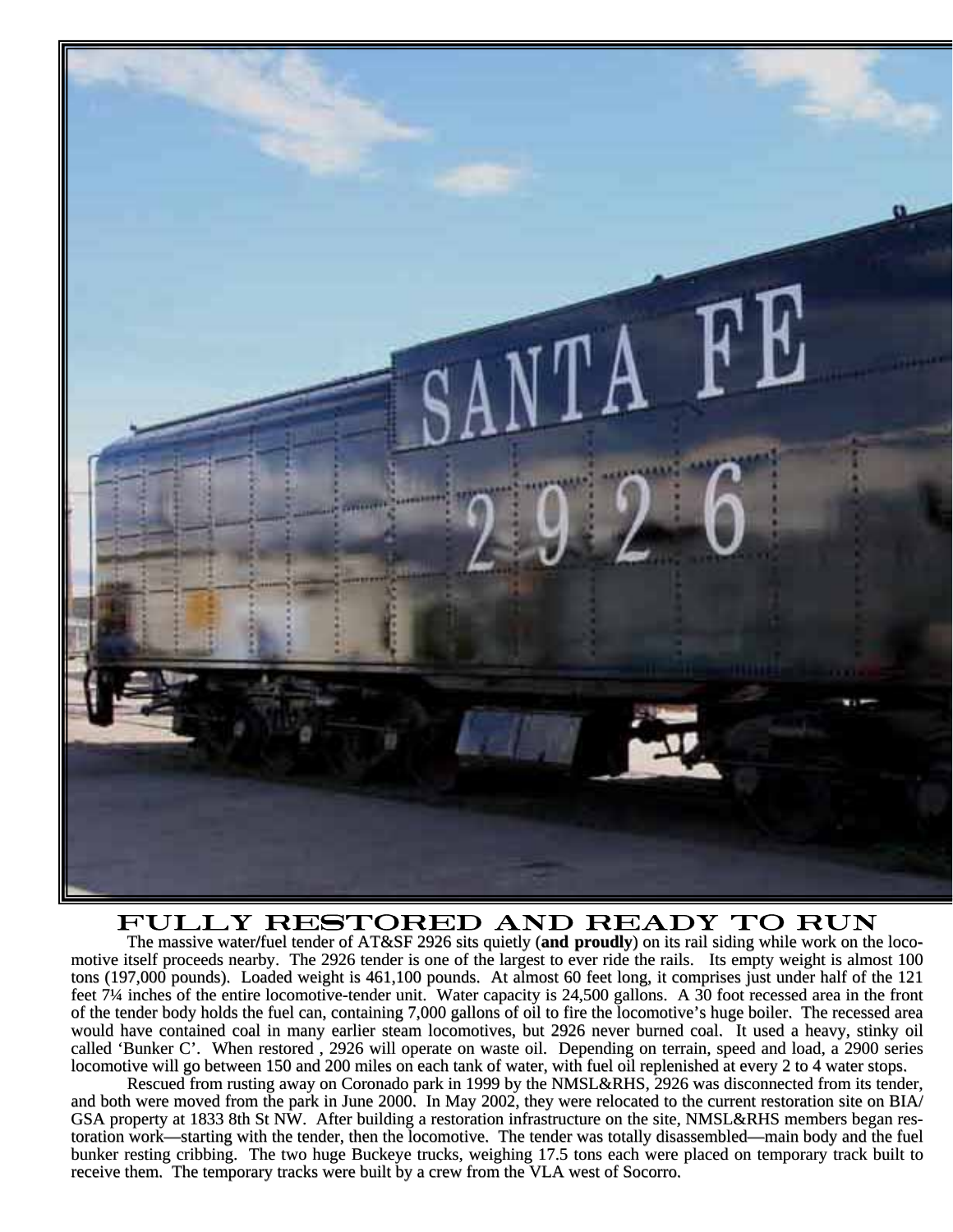## FULLY RESTORED AND READY TO RUN

The massive water/fuel tender of AT&SF 2926 sits quietly (**and proudly**) on its rail siding while work on the locomotive itself proceeds nearby. The 2926 tender is one of the largest to ever ride the rails. Its empty weight is almost 100 tons (197,000 pounds). Loaded weight is 461,100 pounds. At almost 60 feet long, it comprises just under half of the 121 feet 7¼ inches of the entire locomotive-tender unit. Water capacity is 24,500 gallons. A 30 foot recessed area in the front of the tender body holds the fuel can, containing 7,000 gallons of oil to fire the locomotive's huge boiler. The recessed area would have contained coal in many earlier steam locomotives, but 2926 never burned coal. It used a heavy, stinky oil called 'Bunker C'. When restored , 2926 will operate on waste oil. Depending on terrain, speed and load, a 2900 series locomotive will go between 150 and 200 miles on each tank of water, with fuel oil replenished at every 2 to 4 water stops.

Rescued from rusting away on Coronado park in 1999 by the NMSL&RHS, 2926 was disconnected from its tender, and both were moved from the park in June 2000. In May 2002, they were relocated to the current restoration site on BIA/GSA property at 1833 8th St NW. After building a restoration infrastructure on the site, NMSL&RHS members began restoration work—starting with the tender, then the locomotive. The tender was totally disassembled—main body and the fuel bunker resting cribbing. The two huge Buckeye trucks, weighing 17.5 tons each were placed on temporary track built to receive them. The temporary tracks were built by a crew from the VLA west of Socorro.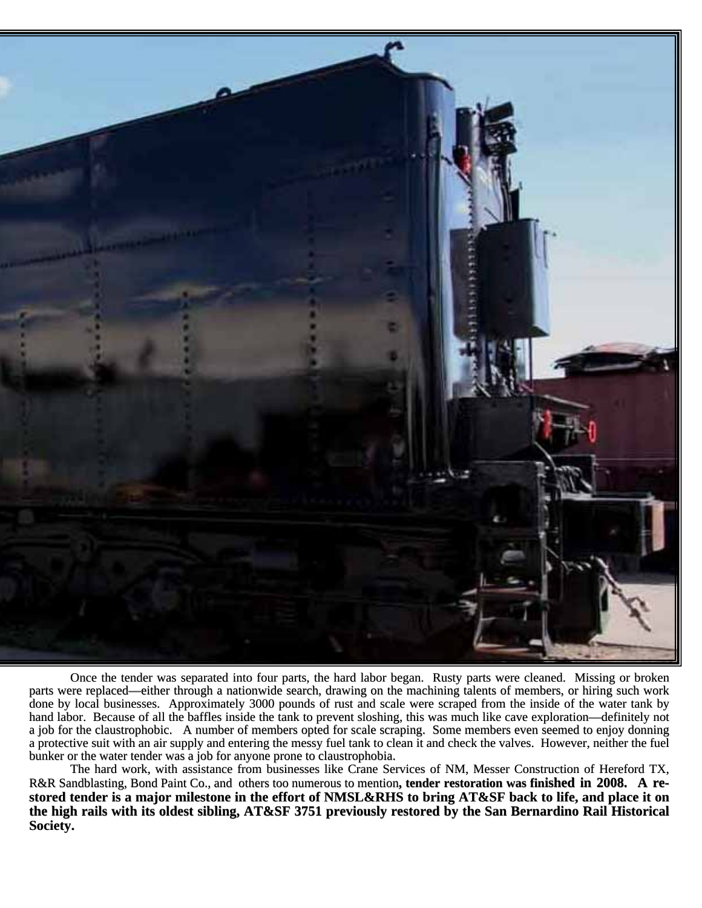Once the tender was separated into four parts, the hard labor began. Rusty parts were cleaned. Missing or broken parts were replaced—either through a nationwide search, drawing on the machining talents of members, or hiring such work done by local businesses. Approximately 3000 pounds of rust and scale were scraped from the inside of the water tank by hand labor. Because of all the baffles inside the tank to prevent sloshing, this was much like cave exploration—definitely not a job for the claustrophobic. A number of members opted for scale scraping. Some members even seemed to enjoy donning a protective suit with an air supply and entering the messy fuel tank to clean it and check the valves. However, neither the fuel bunker or the water tender was a job for anyone prone to claustrophobia.

The hard work, with assistance from businesses like Crane Services of NM, Messer Construction of Hereford TX, R&R Sandblasting, Bond Paint Co., and others too numerous to mention**, tender restoration was finished in 2008. A restored tender is a major milestone in the effort of NMSL&RHS to bring AT&SF back to life, and place it on the high rails with its oldest sibling, AT&SF 3751 previously restored by the San Bernardino Rail Historical Society.**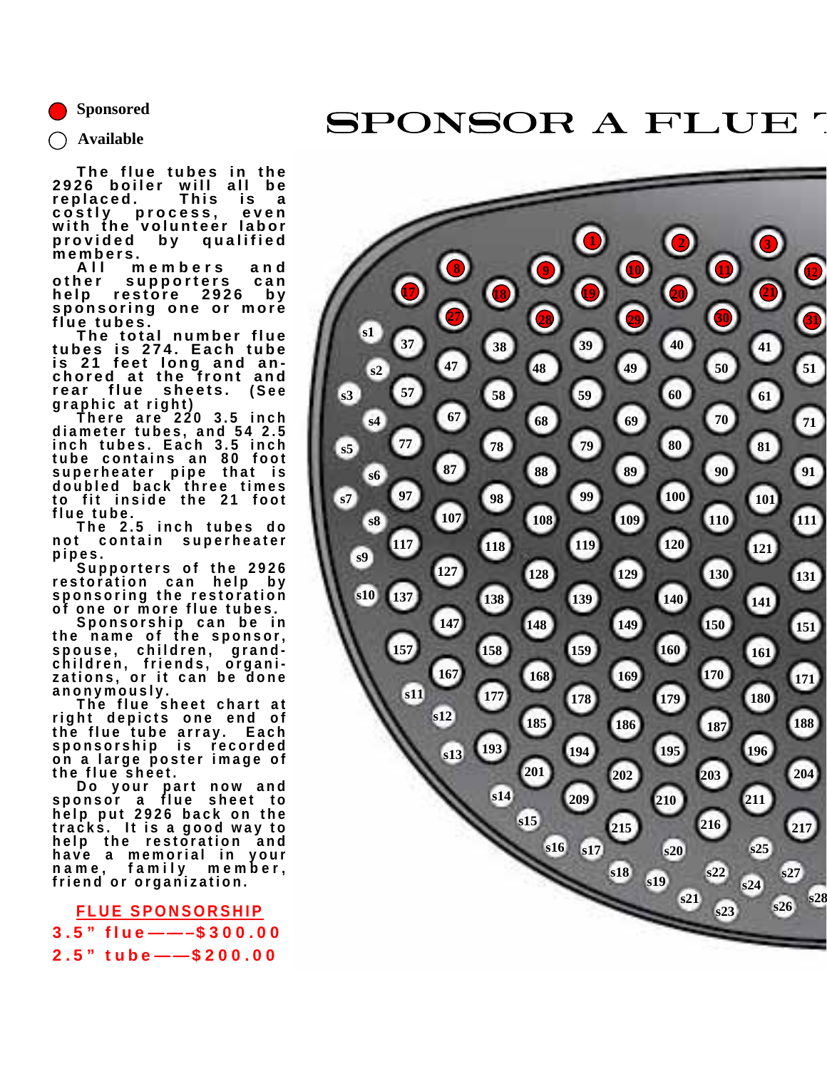# SPONSOR A FLUE T

● Sponsored

○ Available

The flue tubes in the 2926 boiler will all be replaced. This is a costly process, even with the volunteer labor provided by qualified members.

All members and other supporters can help restore 2926 by sponsoring one or more flue tubes.

The total number flue tubes is 274. Each tube is 21 feet long and anchored at the front and rear flue sheets. (See graphic at right)

There are 220 3.5 inch diameter tubes, and 54 2.5 inch tubes. Each 3.5 inch tube contains an 80 foot superheater pipe that is doubled back three times to fit inside the 21 foot flue tube.

The 2.5 inch tubes do not contain superheater pipes.

Supporters of the 2926 restoration can help by sponsoring the restoration of one or more flue tubes.

Sponsorship can be in the name of the sponsor, spouse, children, grandchildren, friends, organizations, or it can be done anonymously.

The flue sheet chart at right depicts one end of the flue tube array. Each sponsorship is recorded on a large poster image of the flue sheet.

Do your part now and sponsor a flue sheet to help put 2926 back on the tracks. It is a good way to help the restoration and have a memorial in your name, family member, friend or organization.

**FLUE SPONSORSHIP**

**3.5" flue——-$300.00**

**2.5" tube——$200.00**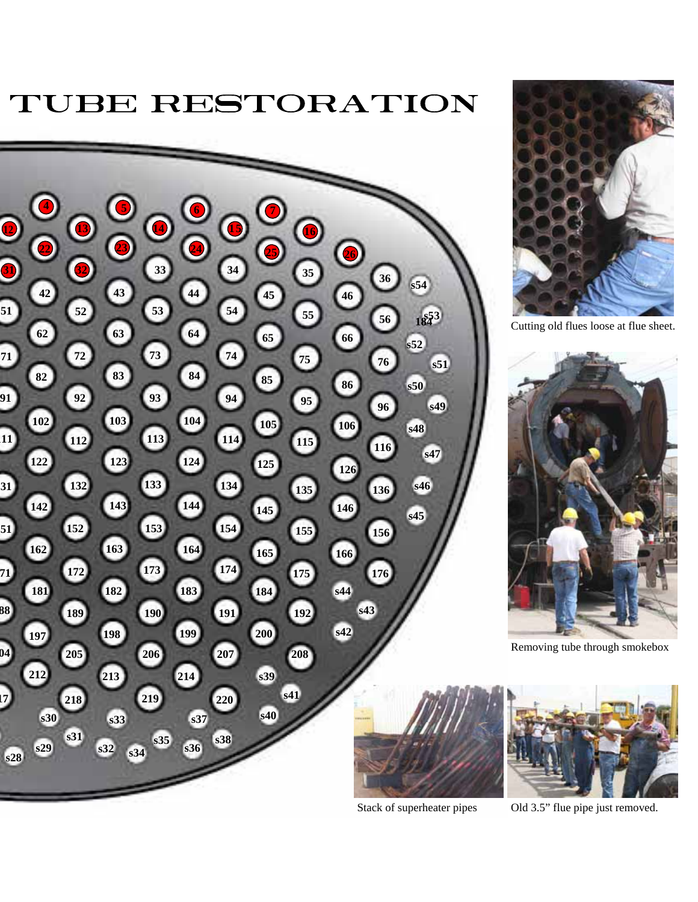# TUBE RESTORATION

Cutting old flues loose at flue sheet.

Removing tube through smokebox

Stack of superheater pipes

Old 3.5" flue pipe just removed.